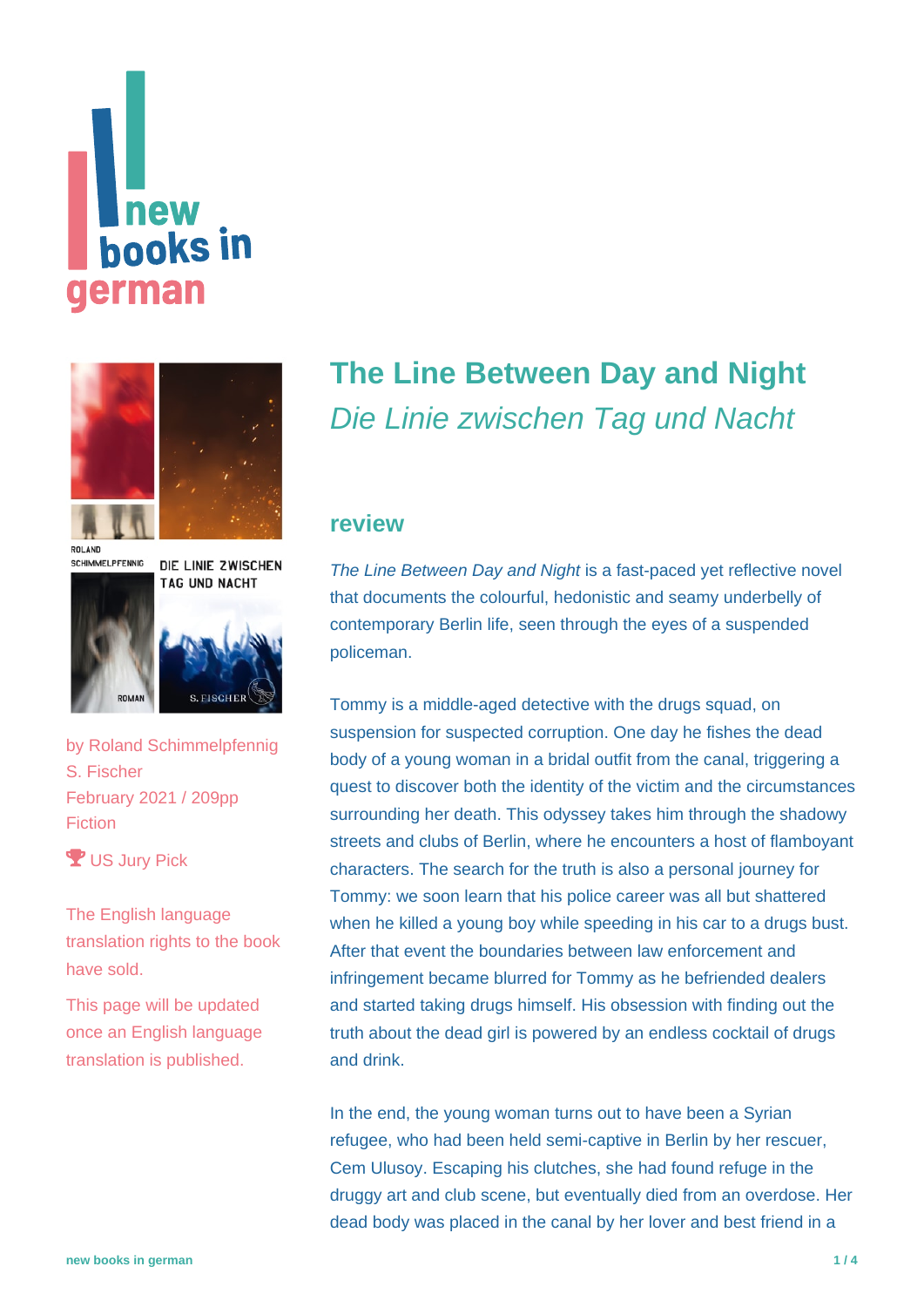# The Line Between Day and Night

## *Die Linie zwischen Tag und Nacht*

by Roland Schimmelpfennig
S. Fischer
February 2021 / 209pp
Fiction

US Jury Pick

The English language translation rights to the book have sold.

This page will be updated once an English language translation is published.

### review

*The Line Between Day and Night* is a fast-paced yet reflective novel that documents the colourful, hedonistic and seamy underbelly of contemporary Berlin life, seen through the eyes of a suspended policeman.

Tommy is a middle-aged detective with the drugs squad, on suspension for suspected corruption. One day he fishes the dead body of a young woman in a bridal outfit from the canal, triggering a quest to discover both the identity of the victim and the circumstances surrounding her death. This odyssey takes him through the shadowy streets and clubs of Berlin, where he encounters a host of flamboyant characters. The search for the truth is also a personal journey for Tommy: we soon learn that his police career was all but shattered when he killed a young boy while speeding in his car to a drugs bust. After that event the boundaries between law enforcement and infringement became blurred for Tommy as he befriended dealers and started taking drugs himself. His obsession with finding out the truth about the dead girl is powered by an endless cocktail of drugs and drink.

In the end, the young woman turns out to have been a Syrian refugee, who had been held semi-captive in Berlin by her rescuer, Cem Ulusoy. Escaping his clutches, she had found refuge in the druggy art and club scene, but eventually died from an overdose. Her dead body was placed in the canal by her lover and best friend in a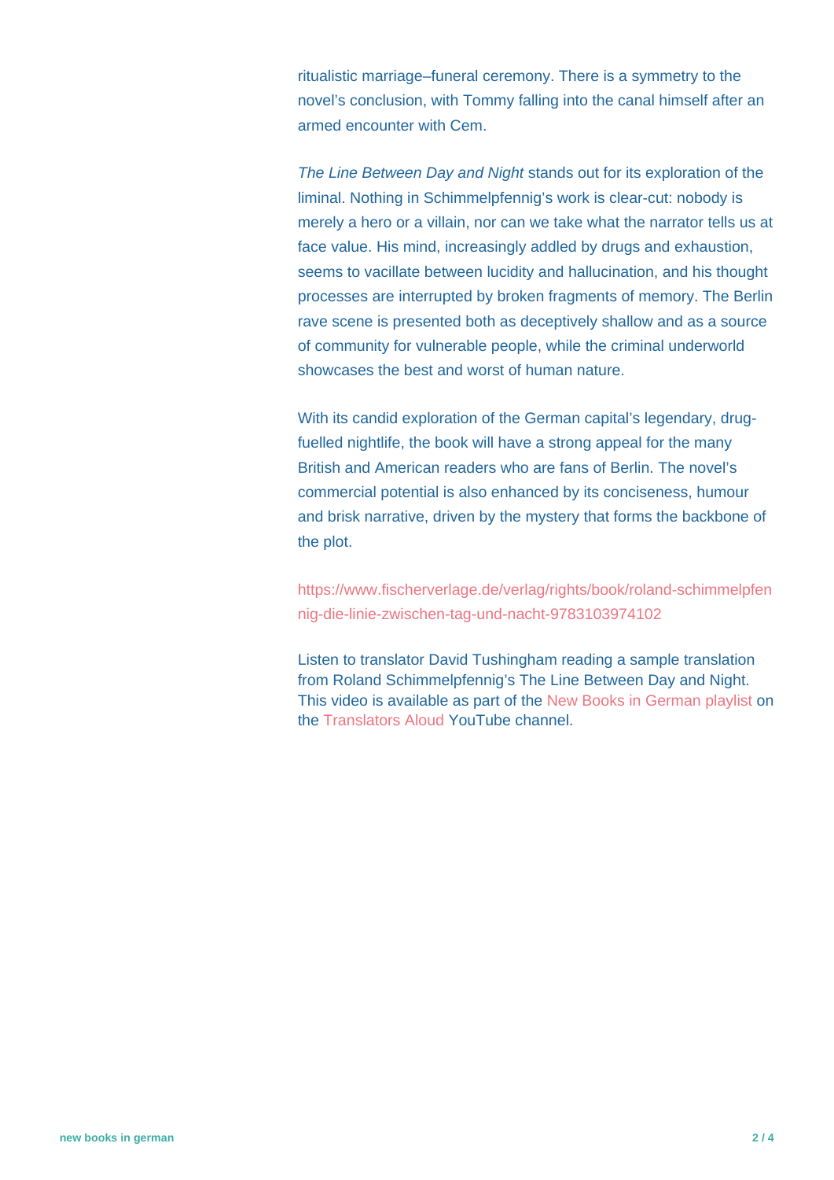ritualistic marriage–funeral ceremony. There is a symmetry to the novel's conclusion, with Tommy falling into the canal himself after an armed encounter with Cem.

*The Line Between Day and Night* stands out for its exploration of the liminal. Nothing in Schimmelpfennig's work is clear-cut: nobody is merely a hero or a villain, nor can we take what the narrator tells us at face value. His mind, increasingly addled by drugs and exhaustion, seems to vacillate between lucidity and hallucination, and his thought processes are interrupted by broken fragments of memory. The Berlin rave scene is presented both as deceptively shallow and as a source of community for vulnerable people, while the criminal underworld showcases the best and worst of human nature.

With its candid exploration of the German capital's legendary, drug-fuelled nightlife, the book will have a strong appeal for the many British and American readers who are fans of Berlin. The novel's commercial potential is also enhanced by its conciseness, humour and brisk narrative, driven by the mystery that forms the backbone of the plot.

https://www.fischerverlage.de/verlag/rights/book/roland-schimmelpfennig-die-linie-zwischen-tag-und-nacht-9783103974102

Listen to translator David Tushingham reading a sample translation from Roland Schimmelpfennig's The Line Between Day and Night. This video is available as part of the New Books in German playlist on the Translators Aloud YouTube channel.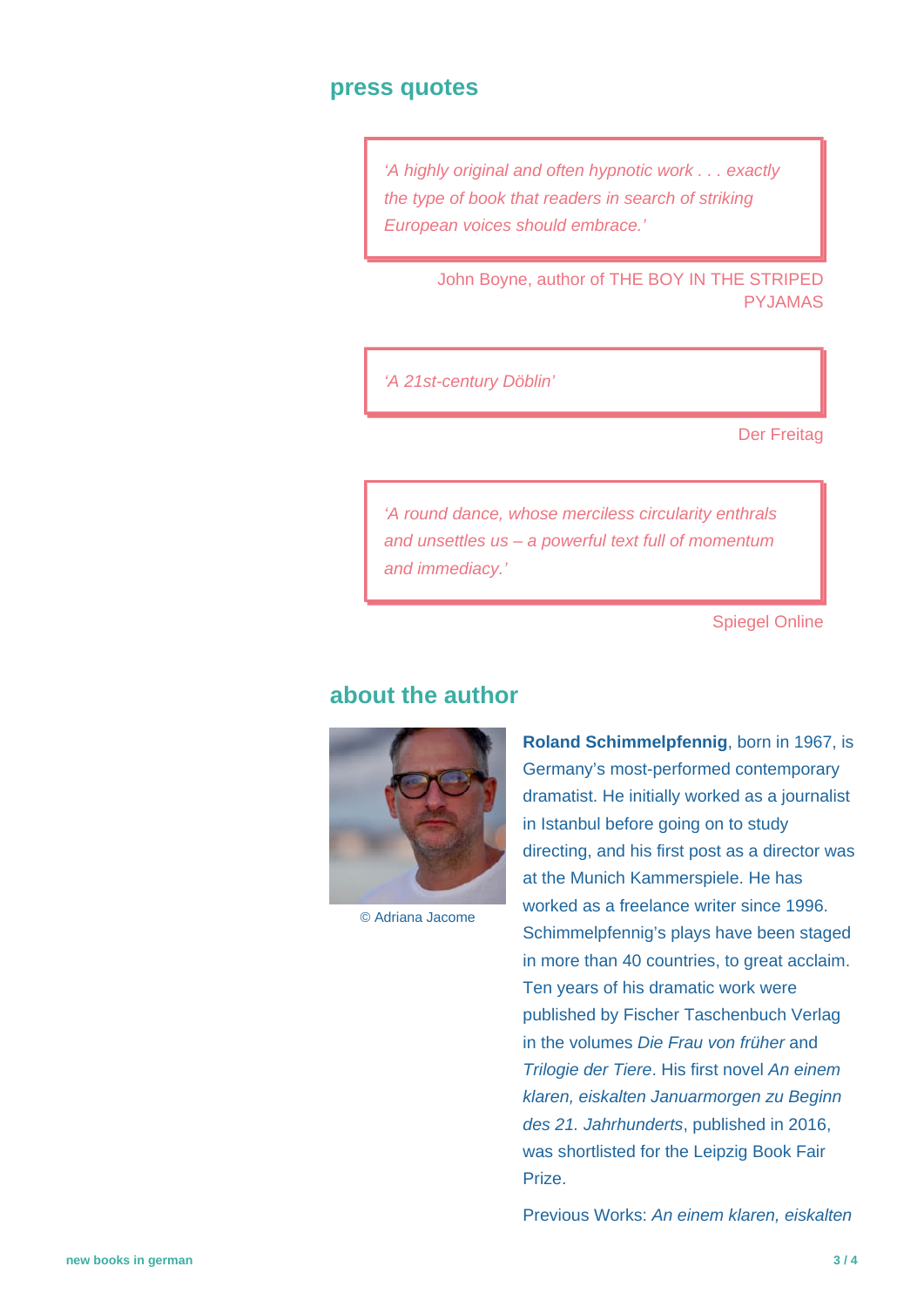## press quotes

> *'A highly original and often hypnotic work . . . exactly the type of book that readers in search of striking European voices should embrace.'*

John Boyne, author of THE BOY IN THE STRIPED PYJAMAS

> *'A 21st-century Döblin'*

Der Freitag

> *'A round dance, whose merciless circularity enthrals and unsettles us – a powerful text full of momentum and immediacy.'*

Spiegel Online

## about the author

© Adriana Jacome

**Roland Schimmelpfennig**, born in 1967, is Germany's most-performed contemporary dramatist. He initially worked as a journalist in Istanbul before going on to study directing, and his first post as a director was at the Munich Kammerspiele. He has worked as a freelance writer since 1996. Schimmelpfennig's plays have been staged in more than 40 countries, to great acclaim. Ten years of his dramatic work were published by Fischer Taschenbuch Verlag in the volumes *Die Frau von früher* and *Trilogie der Tiere*. His first novel *An einem klaren, eiskalten Januarmorgen zu Beginn des 21. Jahrhunderts*, published in 2016, was shortlisted for the Leipzig Book Fair Prize.

Previous Works: *An einem klaren, eiskalten*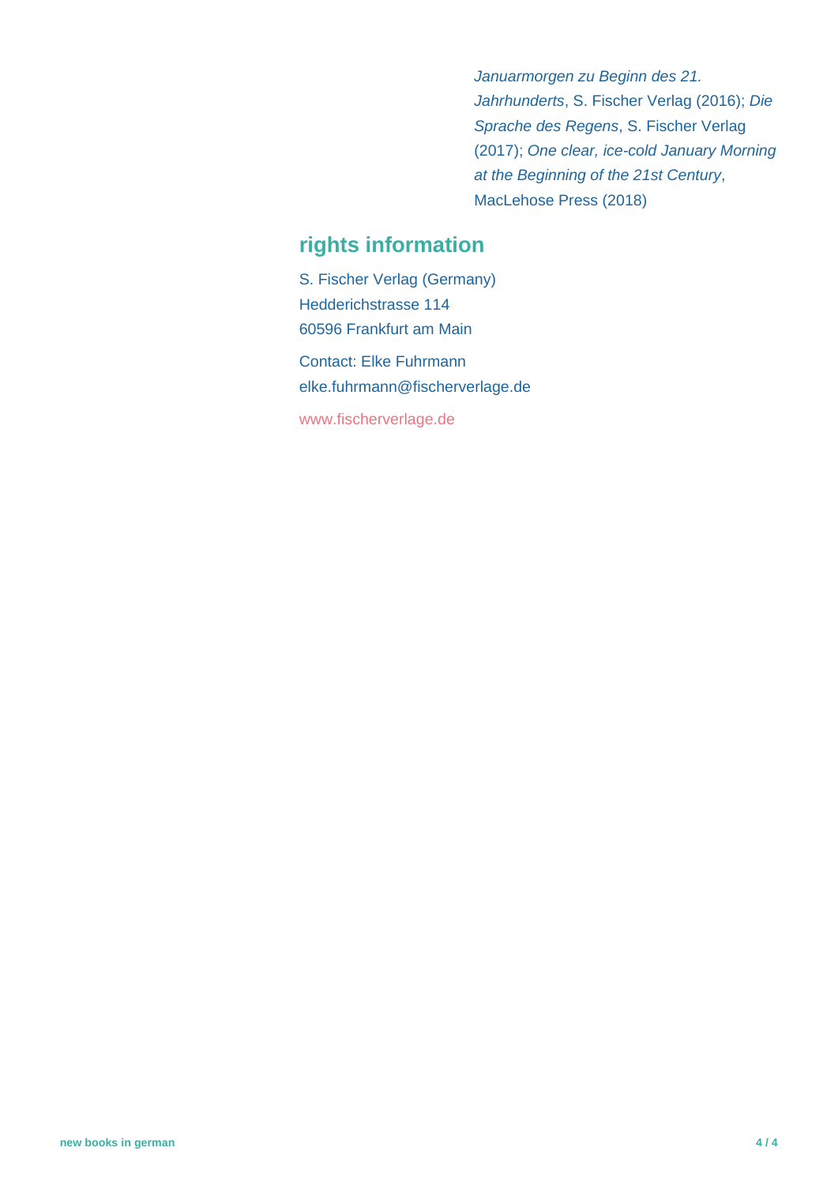*Januarmorgen zu Beginn des 21. Jahrhunderts*, S. Fischer Verlag (2016); *Die Sprache des Regens*, S. Fischer Verlag (2017); *One clear, ice-cold January Morning at the Beginning of the 21st Century*, MacLehose Press (2018)

## rights information

S. Fischer Verlag (Germany)
Hedderichstrasse 114
60596 Frankfurt am Main

Contact: Elke Fuhrmann
elke.fuhrmann@fischerverlage.de

www.fischerverlage.de